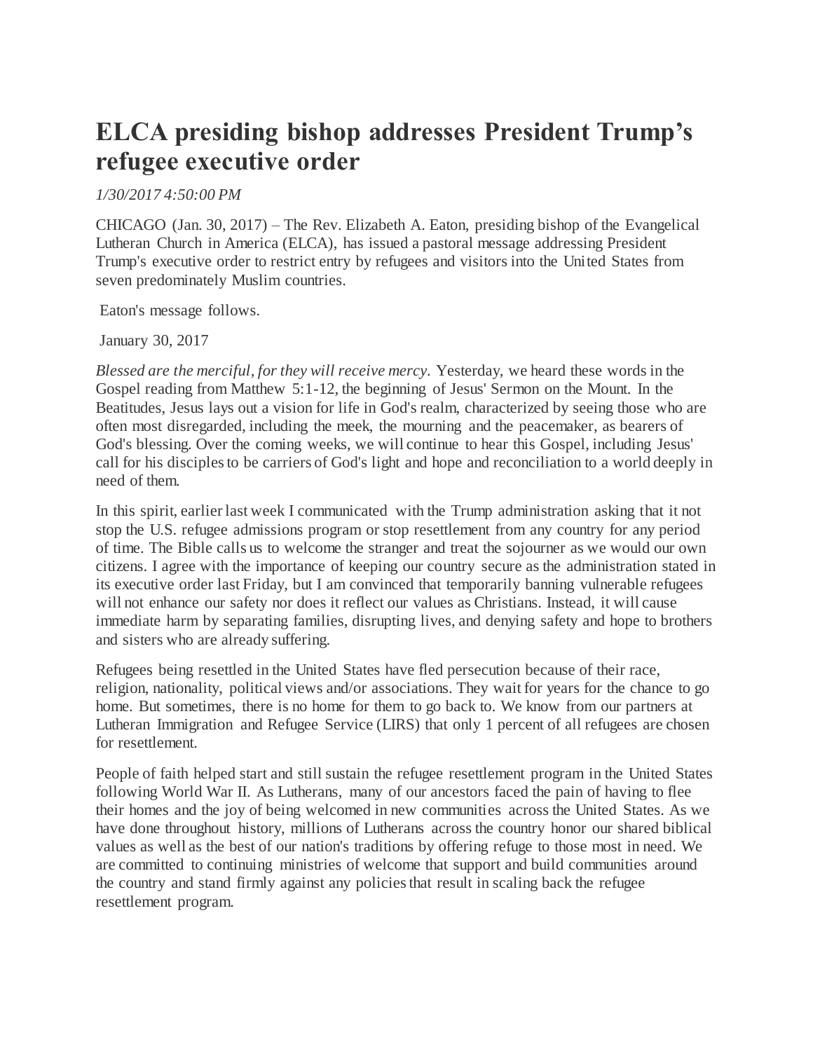# ELCA presiding bishop addresses President Trump's refugee executive order

*1/30/2017 4:50:00 PM*

CHICAGO (Jan. 30, 2017) – The Rev. Elizabeth A. Eaton, presiding bishop of the Evangelical Lutheran Church in America (ELCA), has issued a pastoral message addressing President Trump's executive order to restrict entry by refugees and visitors into the United States from seven predominately Muslim countries.

Eaton's message follows.

January 30, 2017

*Blessed are the merciful, for they will receive mercy.* Yesterday, we heard these words in the Gospel reading from Matthew 5:1-12, the beginning of Jesus' Sermon on the Mount. In the Beatitudes, Jesus lays out a vision for life in God's realm, characterized by seeing those who are often most disregarded, including the meek, the mourning and the peacemaker, as bearers of God's blessing. Over the coming weeks, we will continue to hear this Gospel, including Jesus' call for his disciples to be carriers of God's light and hope and reconciliation to a world deeply in need of them.

In this spirit, earlier last week I communicated with the Trump administration asking that it not stop the U.S. refugee admissions program or stop resettlement from any country for any period of time. The Bible calls us to welcome the stranger and treat the sojourner as we would our own citizens. I agree with the importance of keeping our country secure as the administration stated in its executive order last Friday, but I am convinced that temporarily banning vulnerable refugees will not enhance our safety nor does it reflect our values as Christians. Instead, it will cause immediate harm by separating families, disrupting lives, and denying safety and hope to brothers and sisters who are already suffering.

Refugees being resettled in the United States have fled persecution because of their race, religion, nationality, political views and/or associations. They wait for years for the chance to go home. But sometimes, there is no home for them to go back to. We know from our partners at Lutheran Immigration and Refugee Service (LIRS) that only 1 percent of all refugees are chosen for resettlement.

People of faith helped start and still sustain the refugee resettlement program in the United States following World War II. As Lutherans, many of our ancestors faced the pain of having to flee their homes and the joy of being welcomed in new communities across the United States. As we have done throughout history, millions of Lutherans across the country honor our shared biblical values as well as the best of our nation's traditions by offering refuge to those most in need. We are committed to continuing ministries of welcome that support and build communities around the country and stand firmly against any policies that result in scaling back the refugee resettlement program.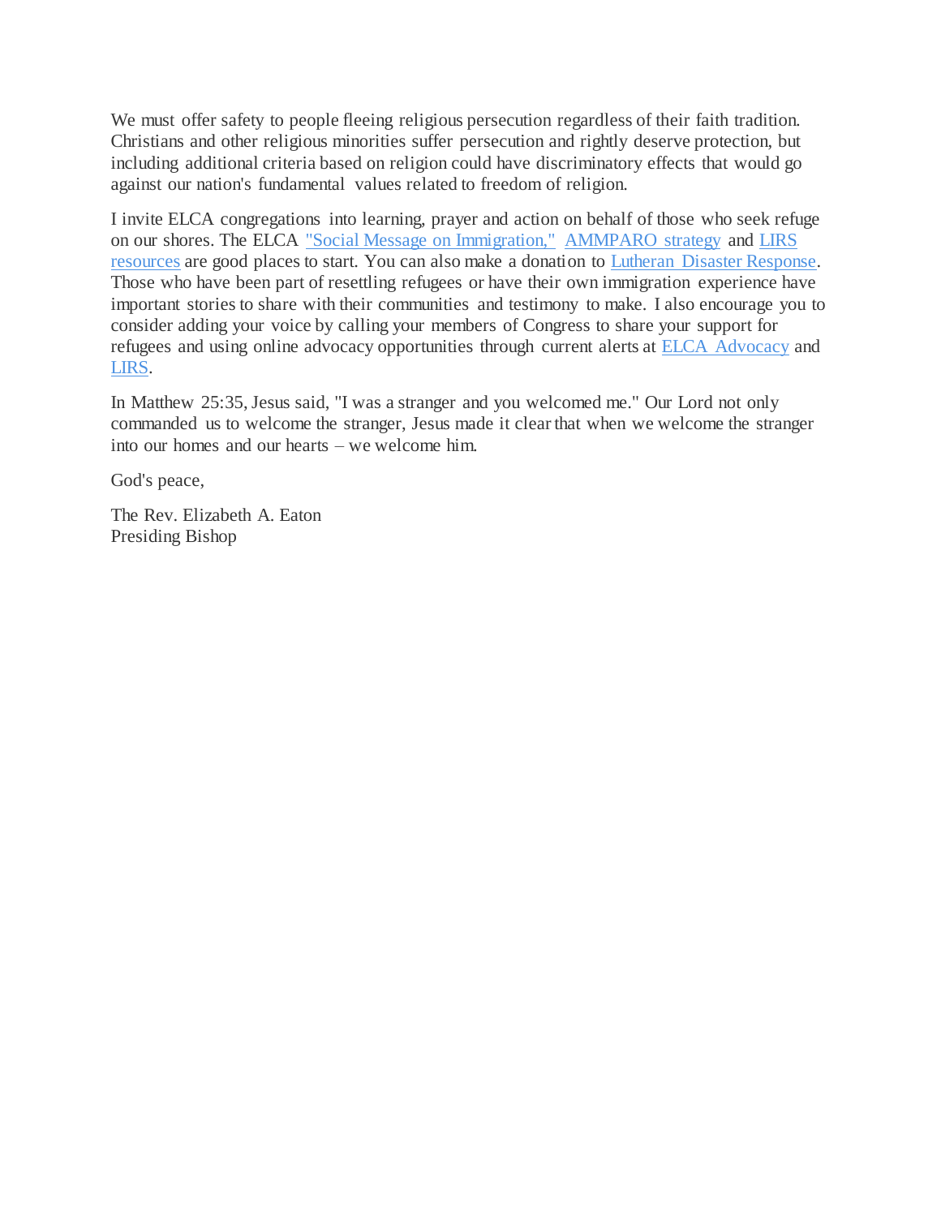We must offer safety to people fleeing religious persecution regardless of their faith tradition. Christians and other religious minorities suffer persecution and rightly deserve protection, but including additional criteria based on religion could have discriminatory effects that would go against our nation's fundamental values related to freedom of religion.

I invite ELCA congregations into learning, prayer and action on behalf of those who seek refuge on our shores. The ELCA "Social Message on Immigration," AMMPARO strategy and LIRS resources are good places to start. You can also make a donation to Lutheran Disaster Response. Those who have been part of resettling refugees or have their own immigration experience have important stories to share with their communities and testimony to make. I also encourage you to consider adding your voice by calling your members of Congress to share your support for refugees and using online advocacy opportunities through current alerts at ELCA Advocacy and LIRS.

In Matthew 25:35, Jesus said, "I was a stranger and you welcomed me." Our Lord not only commanded us to welcome the stranger, Jesus made it clear that when we welcome the stranger into our homes and our hearts – we welcome him.

God's peace,

The Rev. Elizabeth A. Eaton
Presiding Bishop